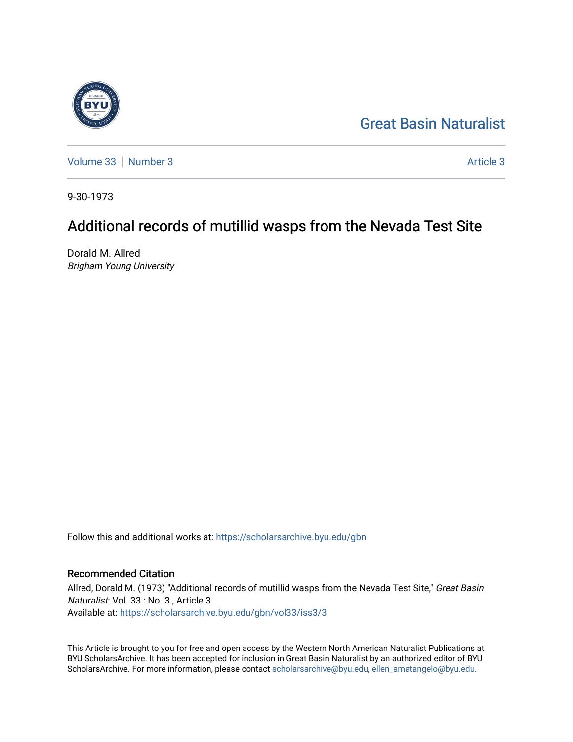Great Basin Naturalist

Volume 33 | Number 3

Article 3

9-30-1973

# Additional records of mutillid wasps from the Nevada Test Site

Dorald M. Allred

*Brigham Young University*

Follow this and additional works at: https://scholarsarchive.byu.edu/gbn

## Recommended Citation

Allred, Dorald M. (1973) "Additional records of mutillid wasps from the Nevada Test Site," *Great Basin Naturalist*: Vol. 33 : No. 3 , Article 3.

Available at: https://scholarsarchive.byu.edu/gbn/vol33/iss3/3

This Article is brought to you for free and open access by the Western North American Naturalist Publications at BYU ScholarsArchive. It has been accepted for inclusion in Great Basin Naturalist by an authorized editor of BYU ScholarsArchive. For more information, please contact scholarsarchive@byu.edu, ellen_amatangelo@byu.edu.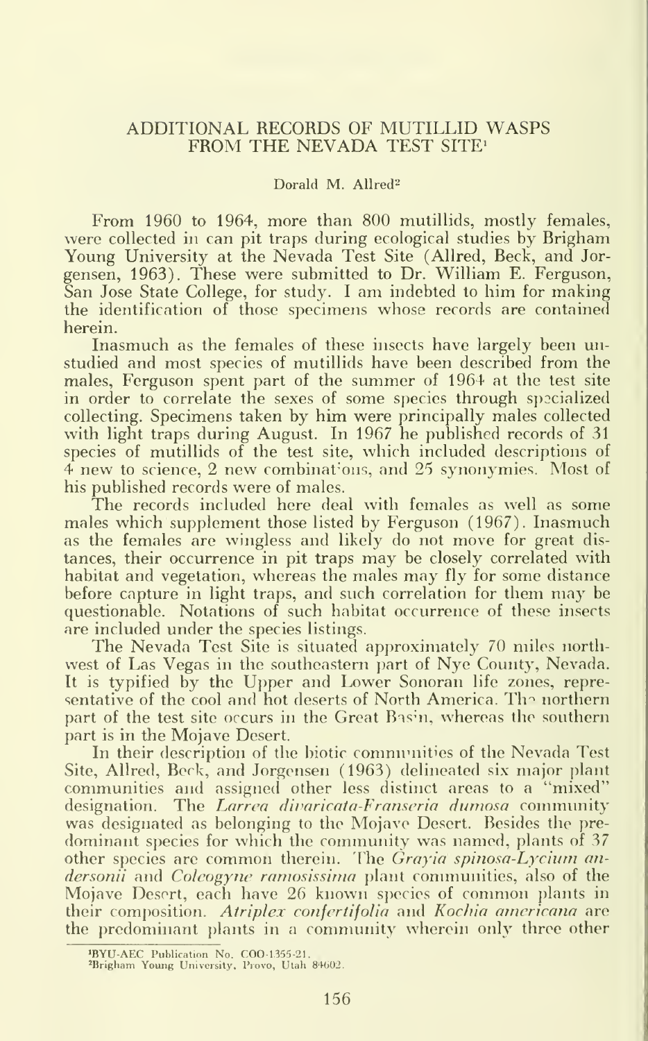## ADDITIONAL RECORDS OF MUTILLID WASPS FROM THE NEVADA TEST SITE[1]

Dorald M. Allred[2]

From 1960 to 1964, more than 800 mutillids, mostly females, were collected in can pit traps during ecological studies by Brigham Young University at the Nevada Test Site (Allred, Beck, and Jorgensen, 1963). These were submitted to Dr. William E. Ferguson, San Jose State College, for study. I am indebted to him for making the identification of those specimens whose records are contained herein.

Inasmuch as the females of these insects have largely been unstudied and most species of mutillids have been described from the males, Ferguson spent part of the summer of 1964 at the test site in order to correlate the sexes of some species through specialized collecting. Specimens taken by him were principally males collected with light traps during August. In 1967 he published records of 31 species of mutillids of the test site, which included descriptions of 4 new to science, 2 new combinations, and 25 synonymies. Most of his published records were of males.

The records included here deal with females as well as some males which supplement those listed by Ferguson (1967). Inasmuch as the females are wingless and likely do not move for great distances, their occurrence in pit traps may be closely correlated with habitat and vegetation, whereas the males may fly for some distance before capture in light traps, and such correlation for them may be questionable. Notations of such habitat occurrence of these insects are included under the species listings.

The Nevada Test Site is situated approximately 70 miles northwest of Las Vegas in the southeastern part of Nye County, Nevada. It is typified by the Upper and Lower Sonoran life zones, representative of the cool and hot deserts of North America. The northern part of the test site occurs in the Great Basin, whereas the southern part is in the Mojave Desert.

In their description of the biotic communities of the Nevada Test Site, Allred, Beck, and Jorgensen (1963) delineated six major plant communities and assigned other less distinct areas to a "mixed" designation. The *Larrea divaricata-Franseria dumosa* community was designated as belonging to the Mojave Desert. Besides the predominant species for which the community was named, plants of 37 other species are common therein. The *Grayia spinosa-Lycium andersonii* and *Coleogyne ramosissima* plant communities, also of the Mojave Desert, each have 26 known species of common plants in their composition. *Atriplex confertifolia* and *Kochia americana* are the predominant plants in a community wherein only three other

[1]BYU-AEC Publication No. COO-1355-21.
[2]Brigham Young University, Provo, Utah 84602.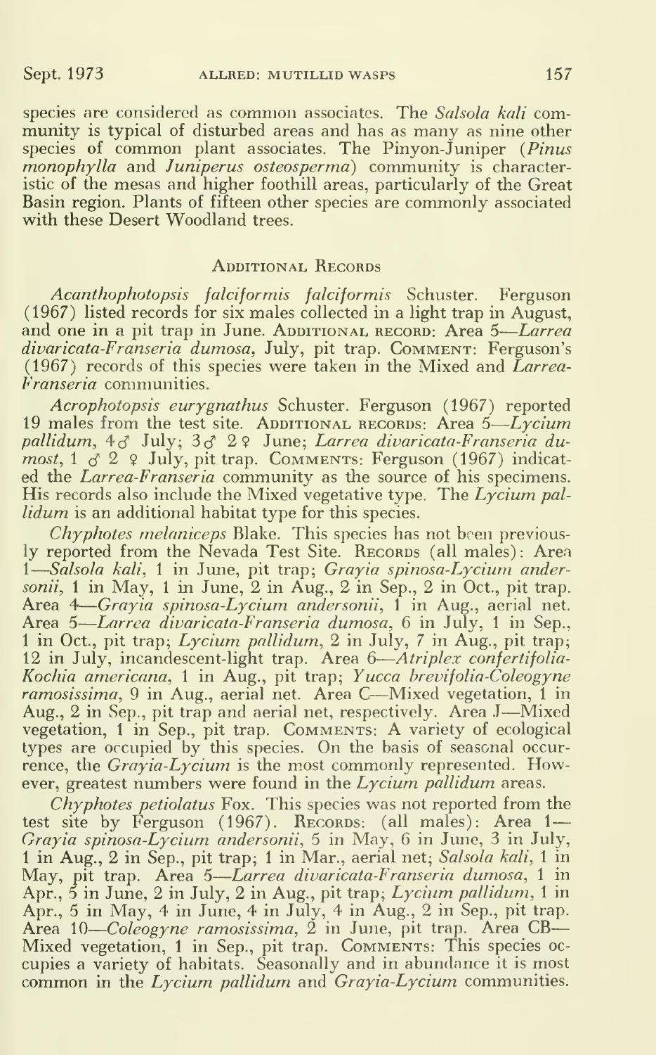species are considered as common associates. The *Salsola kali* community is typical of disturbed areas and has as many as nine other species of common plant associates. The Pinyon-Juniper (*Pinus monophylla* and *Juniperus osteosperma*) community is characteristic of the mesas and higher foothill areas, particularly of the Great Basin region. Plants of fifteen other species are commonly associated with these Desert Woodland trees.

## Additional Records

*Acanthophotopsis falciformis falciformis* Schuster. Ferguson (1967) listed records for six males collected in a light trap in August, and one in a pit trap in June. Additional record: Area 5—*Larrea divaricata-Franseria dumosa*, July, pit trap. Comment: Ferguson's (1967) records of this species were taken in the Mixed and *Larrea-Franseria* communities.

*Acrophotopsis eurygnathus* Schuster. Ferguson (1967) reported 19 males from the test site. Additional records: Area 5—*Lycium pallidum*, 4♂ July; 3♂ 2♀ June; *Larrea divaricata-Franseria dumost*, 1 ♂ 2 ♀ July, pit trap. Comments: Ferguson (1967) indicated the *Larrea-Franseria* community as the source of his specimens. His records also include the Mixed vegetative type. The *Lycium pallidum* is an additional habitat type for this species.

*Chyphotes melaniceps* Blake. This species has not been previously reported from the Nevada Test Site. Records (all males): Area 1—*Salsola kali*, 1 in June, pit trap; *Grayia spinosa-Lycium andersonii*, 1 in May, 1 in June, 2 in Aug., 2 in Sep., 2 in Oct., pit trap. Area 4—*Grayia spinosa-Lycium andersonii*, 1 in Aug., aerial net. Area 5—*Larrea divaricata-Franseria dumosa*, 6 in July, 1 in Sep., 1 in Oct., pit trap; *Lycium pallidum*, 2 in July, 7 in Aug., pit trap; 12 in July, incandescent-light trap. Area 6—*Atriplex confertifolia-Kochia americana*, 1 in Aug., pit trap; *Yucca brevifolia-Coleogyne ramosissima*, 9 in Aug., aerial net. Area C—Mixed vegetation, 1 in Aug., 2 in Sep., pit trap and aerial net, respectively. Area J—Mixed vegetation, 1 in Sep., pit trap. Comments: A variety of ecological types are occupied by this species. On the basis of seasonal occurrence, the *Grayia-Lycium* is the most commonly represented. However, greatest numbers were found in the *Lycium pallidum* areas.

*Chyphotes petiolatus* Fox. This species was not reported from the test site by Ferguson (1967). Records: (all males): Area 1—*Grayia spinosa-Lycium andersonii*, 5 in May, 6 in June, 3 in July, 1 in Aug., 2 in Sep., pit trap; 1 in Mar., aerial net; *Salsola kali*, 1 in May, pit trap. Area 5—*Larrea divaricata-Franseria dumosa*, 1 in Apr., 5 in June, 2 in July, 2 in Aug., pit trap; *Lycium pallidum*, 1 in Apr., 5 in May, 4 in June, 4 in July, 4 in Aug., 2 in Sep., pit trap. Area 10—*Coleogyne ramosissima*, 2 in June, pit trap. Area CB—Mixed vegetation, 1 in Sep., pit trap. Comments: This species occupies a variety of habitats. Seasonally and in abundance it is most common in the *Lycium pallidum* and *Grayia-Lycium* communities.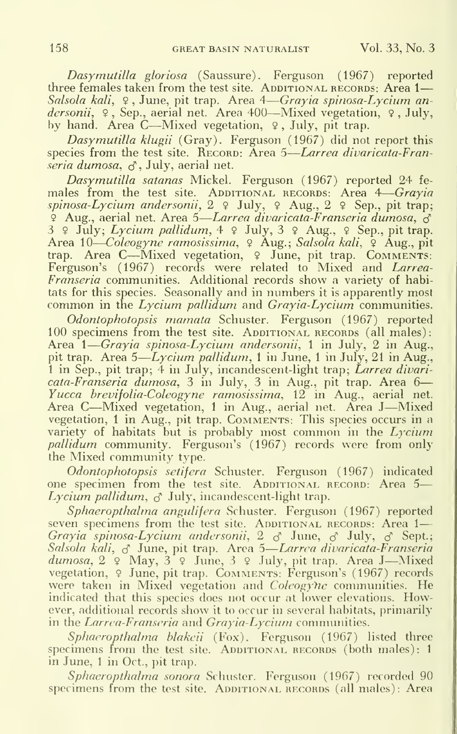*Dasymutilla gloriosa* (Saussure). Ferguson (1967) reported three females taken from the test site. Additional records: Area 1—*Salsola kali*, ♀, June, pit trap. Area 4—*Grayia spinosa-Lycium andersonii*, ♀, Sep., aerial net. Area 400—Mixed vegetation, ♀, July, by hand. Area C—Mixed vegetation, ♀, July, pit trap.

*Dasymutilla klugii* (Gray). Ferguson (1967) did not report this species from the test site. Record: Area 5—*Larrea divaricata-Franseria dumosa*, ♂, July, aerial net.

*Dasymutilla satanas* Mickel. Ferguson (1967) reported 24 females from the test site. Additional records: Area 4—*Grayia spinosa-Lycium andersonii*, 2 ♀ July, ♀ Aug., 2 ♀ Sep., pit trap; ♀ Aug., aerial net. Area 5—*Larrea divaricata-Franseria dumosa*, ♂ 3 ♀ July; *Lycium pallidum*, 4 ♀ July, 3 ♀ Aug., ♀ Sep., pit trap. Area 10—*Coleogyne ramosissima*, ♀ Aug.; *Salsola kali*, ♀ Aug., pit trap. Area C—Mixed vegetation, ♀ June, pit trap. Comments: Ferguson's (1967) records were related to Mixed and *Larrea-Franseria* communities. Additional records show a variety of habitats for this species. Seasonally and in numbers it is apparently most common in the *Lycium pallidum* and *Grayia-Lycium* communities.

*Odontophotopsis mamata* Schuster. Ferguson (1967) reported 100 specimens from the test site. Additional records (all males): Area 1—*Grayia spinosa-Lycium andersonii*, 1 in July, 2 in Aug., pit trap. Area 5—*Lycium pallidum*, 1 in June, 1 in July, 21 in Aug., 1 in Sep., pit trap; 4 in July, incandescent-light trap; *Larrea divaricata-Franseria dumosa*, 3 in July, 3 in Aug., pit trap. Area 6—*Yucca brevifolia-Coleogyne ramosissima*, 12 in Aug., aerial net. Area C—Mixed vegetation, 1 in Aug., aerial net. Area J—Mixed vegetation, 1 in Aug., pit trap. Comments: This species occurs in a variety of habitats but is probably most common in the *Lycium pallidum* community. Ferguson's (1967) records were from only the Mixed community type.

*Odontophotopsis setifera* Schuster. Ferguson (1967) indicated one specimen from the test site. Additional record: Area 5—*Lycium pallidum*, ♂ July, incandescent-light trap.

*Sphaeropthalma angulifera* Schuster. Ferguson (1967) reported seven specimens from the test site. Additional records: Area 1—*Grayia spinosa-Lycium andersonii*, 2 ♂ June, ♂ July, ♂ Sept.; *Salsola kali*, ♂ June, pit trap. Area 5—*Larrea divaricata-Franseria dumosa*, 2 ♀ May, 3 ♀ June, 3 ♀ July, pit trap. Area J—Mixed vegetation, ♀ June, pit trap. Comments: Ferguson's (1967) records were taken in Mixed vegetation and *Coleogyne* communities. He indicated that this species does not occur at lower elevations. However, additional records show it to occur in several habitats, primarily in the *Larrea-Franseria* and *Grayia-Lycium* communities.

*Sphaeropthalma blakeii* (Fox). Ferguson (1967) listed three specimens from the test site. Additional records (both males): 1 in June, 1 in Oct., pit trap.

*Sphaeropthalma sonora* Schuster. Ferguson (1967) recorded 90 specimens from the test site. Additional records (all males): Area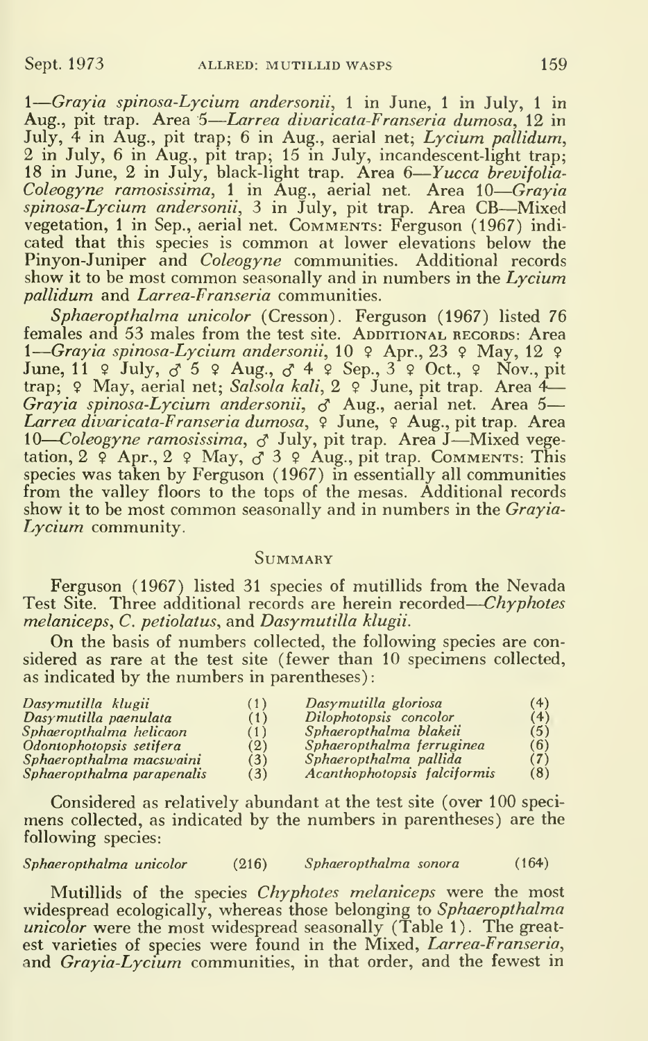1—*Grayia spinosa-Lycium andersonii*, 1 in June, 1 in July, 1 in Aug., pit trap. Area 5—*Larrea divaricata-Franseria dumosa*, 12 in July, 4 in Aug., pit trap; 6 in Aug., aerial net; *Lycium pallidum*, 2 in July, 6 in Aug., pit trap; 15 in July, incandescent-light trap; 18 in June, 2 in July, black-light trap. Area 6—*Yucca brevifolia-Coleogyne ramosissima*, 1 in Aug., aerial net. Area 10—*Grayia spinosa-Lycium andersonii*, 3 in July, pit trap. Area CB—Mixed vegetation, 1 in Sep., aerial net. COMMENTS: Ferguson (1967) indicated that this species is common at lower elevations below the Pinyon-Juniper and *Coleogyne* communities. Additional records show it to be most common seasonally and in numbers in the *Lycium pallidum* and *Larrea-Franseria* communities.

*Sphaeropthalma unicolor* (Cresson). Ferguson (1967) listed 76 females and 53 males from the test site. ADDITIONAL RECORDS: Area 1—*Grayia spinosa-Lycium andersonii*, 10 ♀ Apr., 23 ♀ May, 12 ♀ June, 11 ♀ July, ♂ 5 ♀ Aug., ♂ 4 ♀ Sep., 3 ♀ Oct., ♀ Nov., pit trap; ♀ May, aerial net; *Salsola kali*, 2 ♀ June, pit trap. Area 4—*Grayia spinosa-Lycium andersonii*, ♂ Aug., aerial net. Area 5—*Larrea divaricata-Franseria dumosa*, ♀ June, ♀ Aug., pit trap. Area 10—*Coleogyne ramosissima*, ♂ July, pit trap. Area J—Mixed vegetation, 2 ♀ Apr., 2 ♀ May, ♂ 3 ♀ Aug., pit trap. COMMENTS: This species was taken by Ferguson (1967) in essentially all communities from the valley floors to the tops of the mesas. Additional records show it to be most common seasonally and in numbers in the *Grayia-Lycium* community.

## SUMMARY

Ferguson (1967) listed 31 species of mutillids from the Nevada Test Site. Three additional records are herein recorded—*Chyphotes melaniceps*, *C. petiolatus*, and *Dasymutilla klugii*.

On the basis of numbers collected, the following species are considered as rare at the test site (fewer than 10 specimens collected, as indicated by the numbers in parentheses):

| | | | |
|---|---|---|---|
| *Dasymutilla klugii* | (1) | *Dasymutilla gloriosa* | (4) |
| *Dasymutilla paenulata* | (1) | *Dilophotopsis concolor* | (4) |
| *Sphaeropthalma helicaon* | (1) | *Sphaeropthalma blakeii* | (5) |
| *Odontophotopsis setifera* | (2) | *Sphaeropthalma ferruginea* | (6) |
| *Sphaeropthalma macswaini* | (3) | *Sphaeropthalma pallida* | (7) |
| *Sphaeropthalma parapenalis* | (3) | *Acanthophotopsis falciformis* | (8) |

Considered as relatively abundant at the test site (over 100 specimens collected, as indicated by the numbers in parentheses) are the following species:

| | | | |
|---|---|---|---|
| *Sphaeropthalma unicolor* | (216) | *Sphaeropthalma sonora* | (164) |

Mutillids of the species *Chyphotes melaniceps* were the most widespread ecologically, whereas those belonging to *Sphaeropthalma unicolor* were the most widespread seasonally (Table 1). The greatest varieties of species were found in the Mixed, *Larrea-Franseria*, and *Grayia-Lycium* communities, in that order, and the fewest in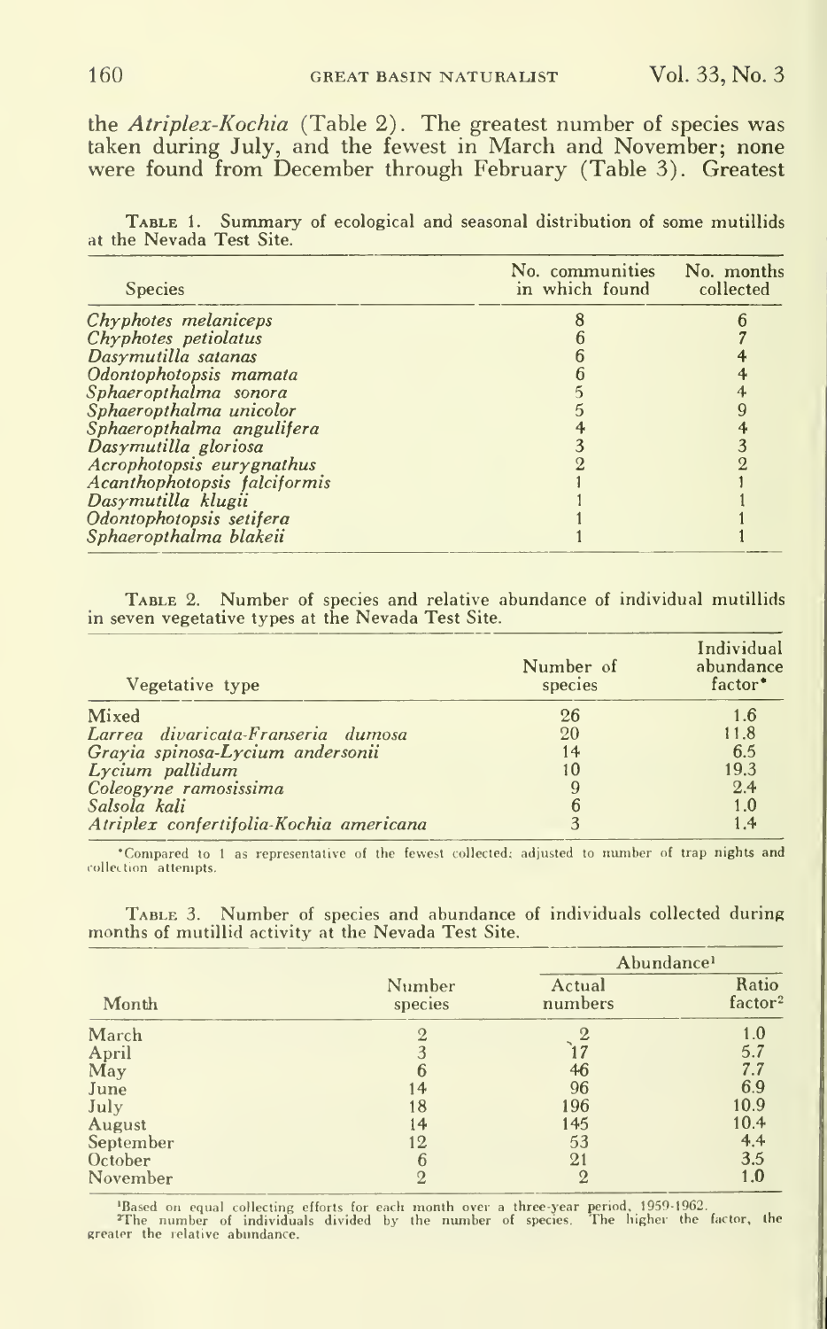the *Atriplex-Kochia* (Table 2). The greatest number of species was taken during July, and the fewest in March and November; none were found from December through February (Table 3). Greatest

Table 1. Summary of ecological and seasonal distribution of some mutillids at the Nevada Test Site.

| Species | No. communities in which found | No. months collected |
|---|---|---|
| *Chyphotes melaniceps* | 8 | 6 |
| *Chyphotes petiolatus* | 6 | 7 |
| *Dasymutilla satanas* | 6 | 4 |
| *Odontophotopsis mamata* | 6 | 4 |
| *Sphaeropthalma sonora* | 5 | 4 |
| *Sphaeropthalma unicolor* | 5 | 9 |
| *Sphaeropthalma angulifera* | 4 | 4 |
| *Dasymutilla gloriosa* | 3 | 3 |
| *Acrophotopsis eurygnathus* | 2 | 2 |
| *Acanthophotopsis falciformis* | 1 | 1 |
| *Dasymutilla klugii* | 1 | 1 |
| *Odontophotopsis setifera* | 1 | 1 |
| *Sphaeropthalma blakeii* | 1 | 1 |

Table 2. Number of species and relative abundance of individual mutillids in seven vegetative types at the Nevada Test Site.

| Vegetative type | Number of species | Individual abundance factor* |
|---|---|---|
| Mixed | 26 | 1.6 |
| *Larrea divaricata-Franseria dumosa* | 20 | 11.8 |
| *Grayia spinosa-Lycium andersonii* | 14 | 6.5 |
| *Lycium pallidum* | 10 | 19.3 |
| *Coleogyne ramosissima* | 9 | 2.4 |
| *Salsola kali* | 6 | 1.0 |
| *Atriplex confertifolia-Kochia americana* | 3 | 1.4 |

*Compared to 1 as representative of the fewest collected; adjusted to number of trap nights and collection attempts.

Table 3. Number of species and abundance of individuals collected during months of mutillid activity at the Nevada Test Site.

| Month | Number species | Abundance[1] Actual numbers | Ratio factor[2] |
|---|---|---|---|
| March | 2 | 2 | 1.0 |
| April | 3 | 17 | 5.7 |
| May | 6 | 46 | 7.7 |
| June | 14 | 96 | 6.9 |
| July | 18 | 196 | 10.9 |
| August | 14 | 145 | 10.4 |
| September | 12 | 53 | 4.4 |
| October | 6 | 21 | 3.5 |
| November | 2 | 2 | 1.0 |

[1]Based on equal collecting efforts for each month over a three-year period, 1959-1962.
[2]The number of individuals divided by the number of species. The higher the factor, the greater the relative abundance.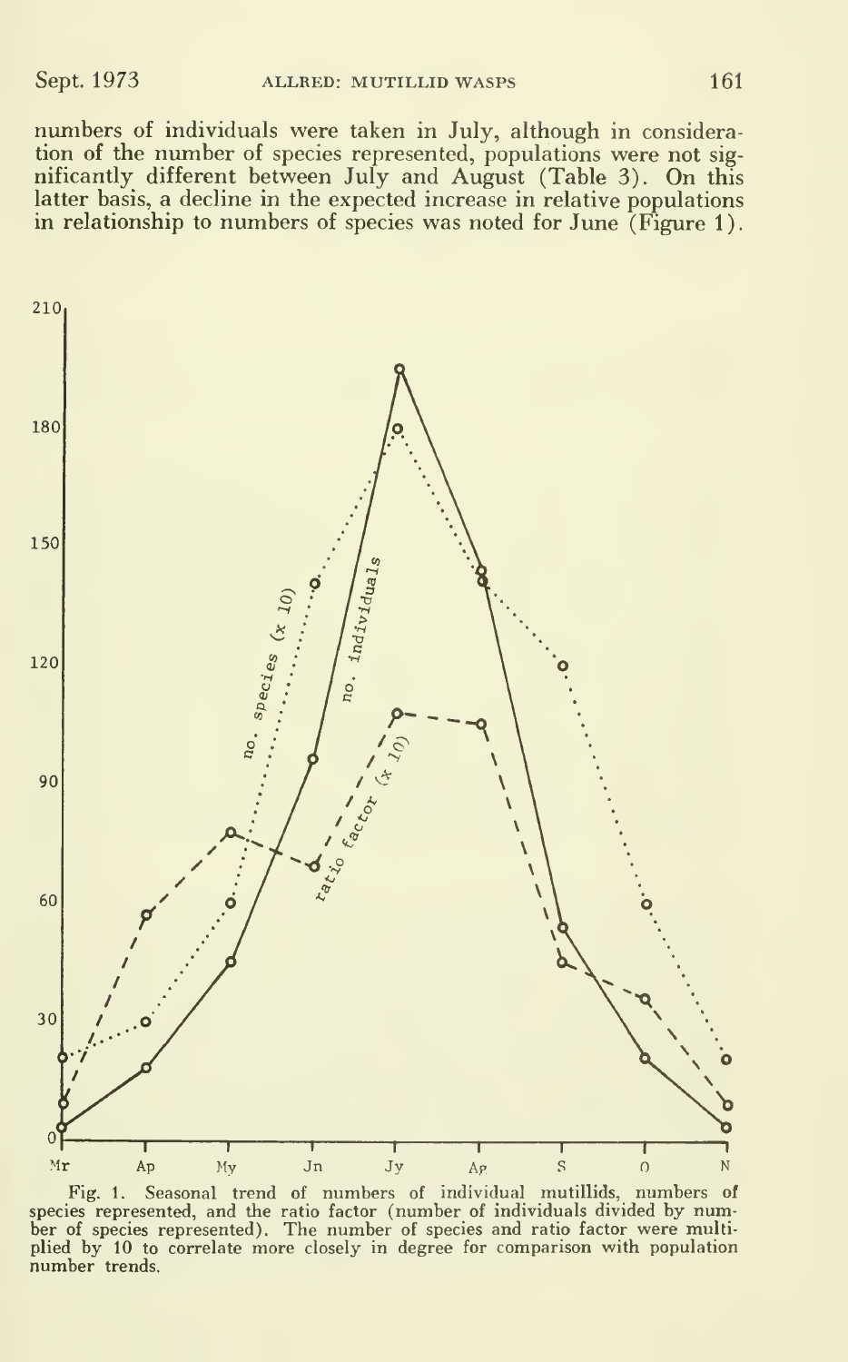numbers of individuals were taken in July, although in consideration of the number of species represented, populations were not significantly different between July and August (Table 3). On this latter basis, a decline in the expected increase in relative populations in relationship to numbers of species was noted for June (Figure 1).

Fig. 1. Seasonal trend of numbers of individual mutillids, numbers of species represented, and the ratio factor (number of individuals divided by number of species represented). The number of species and ratio factor were multiplied by 10 to correlate more closely in degree for comparison with population number trends.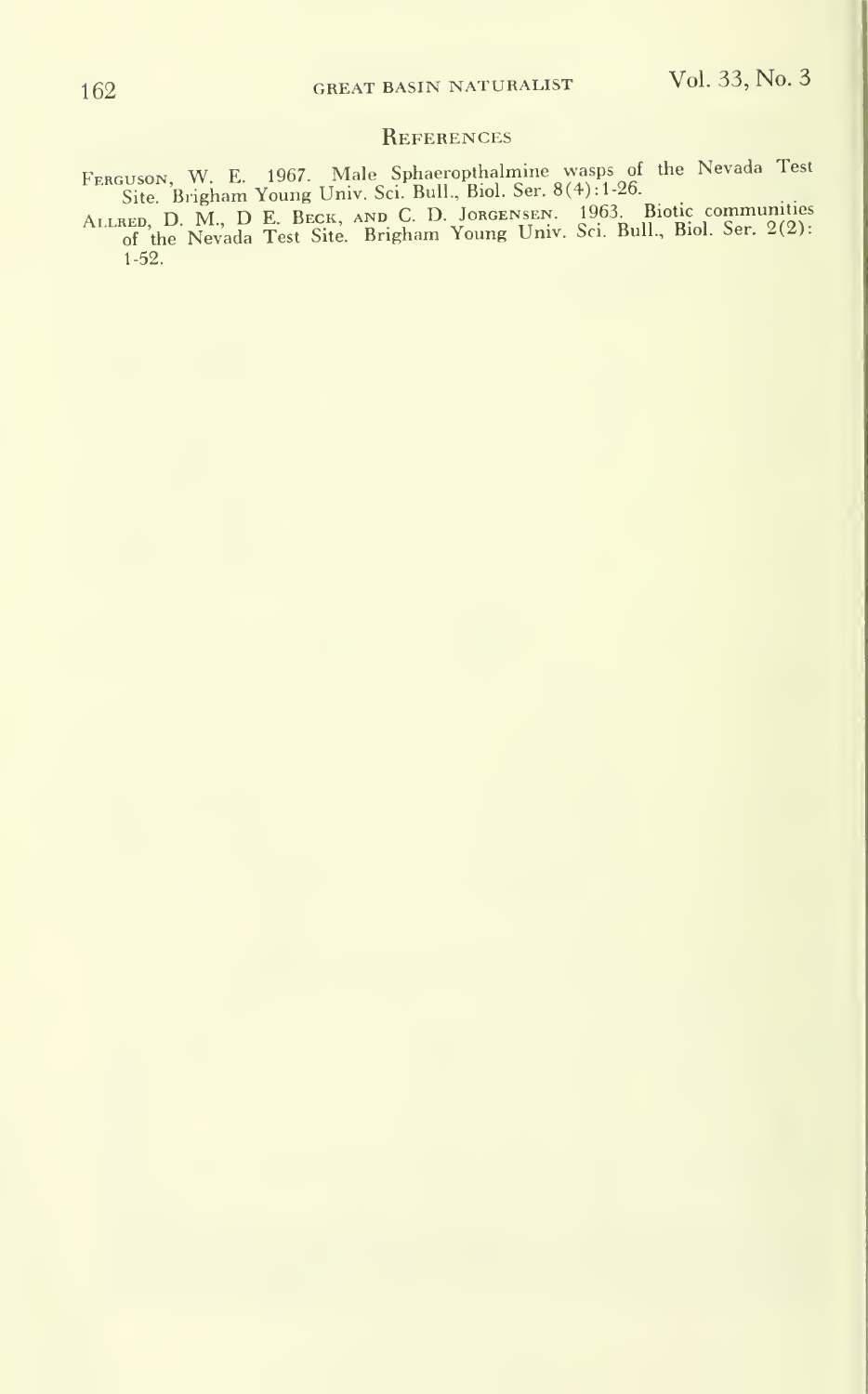## References

Ferguson, W. E. 1967. Male Sphaeropthalmine wasps of the Nevada Test Site. Brigham Young Univ. Sci. Bull., Biol. Ser. 8(4):1-26.

Allred, D. M., D E. Beck, and C. D. Jorgensen. 1963. Biotic communities of the Nevada Test Site. Brigham Young Univ. Sci. Bull., Biol. Ser. 2(2): 1-52.